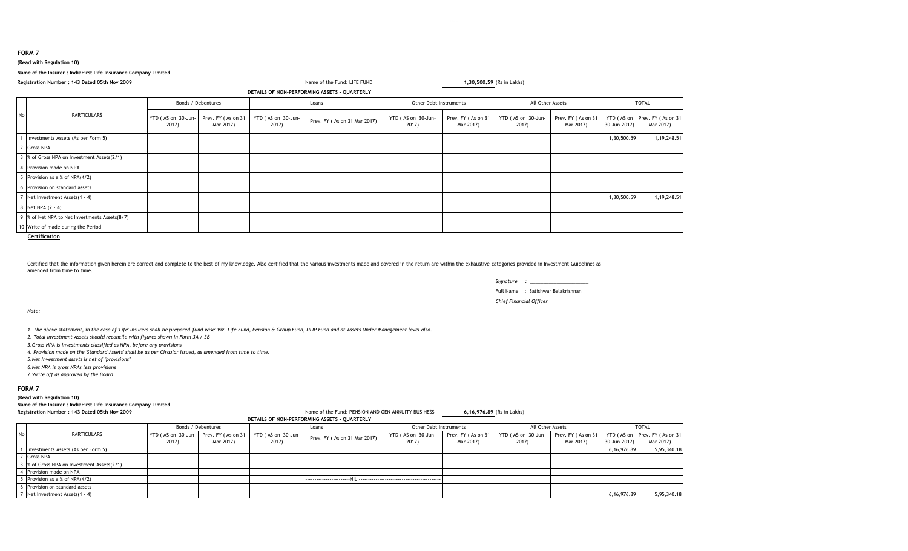## FORM 7

**(Read with Regulation 10)**

**Name of the Insurer : IndiaFirst Life Insurance Company Limited**

**Registration Number : 143 Dated 05th Nov 2009**

Name of the Fund: LIFE FUND **1,30,500.59** (Rs in Lakhs)

**DETAILS OF NON-PERFORMING ASSETS - QUARTERLY**

| No | PARTICULARS | Bonds / Debentures | | Loans | | Other Debt instruments | | All Other Assets | | TOTAL | |
|---|---|---|---|---|---|---|---|---|---|---|---|
| | | YTD ( AS on 30-Jun-2017) | Prev. FY ( As on 31 Mar 2017) | YTD ( AS on 30-Jun-2017) | Prev. FY ( As on 31 Mar 2017) | YTD ( AS on 30-Jun-2017) | Prev. FY ( As on 31 Mar 2017) | YTD ( AS on 30-Jun-2017) | Prev. FY ( As on 31 Mar 2017) | YTD ( AS on 30-Jun-2017) | Prev. FY ( As on 31 Mar 2017) |
| 1 | Investments Assets (As per Form 5) | | | | | | | | | 1,30,500.59 | 1,19,248.51 |
| 2 | Gross NPA | | | | | | | | | | |
| 3 | % of Gross NPA on Investment Assets(2/1) | | | | | | | | | | |
| 4 | Provision made on NPA | | | | | | | | | | |
| 5 | Provision as a % of NPA(4/2) | | | | | | | | | | |
| 6 | Provision on standard assets | | | | | | | | | | |
| 7 | Net Investment Assets(1 - 4) | | | | | | | | | 1,30,500.59 | 1,19,248.51 |
| 8 | Net NPA (2 - 4) | | | | | | | | | | |
| 9 | % of Net NPA to Net Investments Assets(8/7) | | | | | | | | | | |
| 10 | Write of made during the Period | | | | | | | | | | |

**Certification**

Certified that the information given herein are correct and complete to the best of my knowledge. Also certified that the various investments made and covered in the return are within the exhaustive categories provided in Investment Guidelines as amended from time to time.

*Signature* : ____________________

Full Name : Satishwar Balakrishnan

*Chief Financial Officer*

*Note:*

*1. The above statement, in the case of 'Life' Insurers shall be prepared 'fund-wise' Viz. Life Fund, Pension & Group Fund, ULIP Fund and at Assets Under Management level also.*

*2. Total Investment Assets should reconcile with figures shown in Form 3A / 3B*

*3.Gross NPA is investments classified as NPA, before any provisions*

*4. Provision made on the 'Standard Assets' shall be as per Circular issued, as amended from time to time.*

*5.Net Investment assets is net of "provisions"*

*6.Net NPA is gross NPAs less provisions*

*7.Write off as approved by the Board*

## FORM 7

**(Read with Regulation 10)**

**Name of the Insurer : IndiaFirst Life Insurance Company Limited**

**Registration Number : 143 Dated 05th Nov 2009**

Name of the Fund: PENSION AND GEN ANNUITY BUSINESS **6,16,976.89** (Rs in Lakhs)

**DETAILS OF NON-PERFORMING ASSETS - QUARTERLY**

| No | PARTICULARS | Bonds / Debentures | | Loans | | Other Debt instruments | | All Other Assets | | TOTAL | |
|---|---|---|---|---|---|---|---|---|---|---|---|
| | | YTD ( AS on 30-Jun-2017) | Prev. FY ( As on 31 Mar 2017) | YTD ( AS on 30-Jun-2017) | Prev. FY ( As on 31 Mar 2017) | YTD ( AS on 30-Jun-2017) | Prev. FY ( As on 31 Mar 2017) | YTD ( AS on 30-Jun-2017) | Prev. FY ( As on 31 Mar 2017) | YTD ( AS on 30-Jun-2017) | Prev. FY ( As on 31 Mar 2017) |
| 1 | Investments Assets (As per Form 5) | | | | | | | | | 6,16,976.89 | 5,95,340.18 |
| 2 | Gross NPA | | | | | | | | | | |
| 3 | % of Gross NPA on Investment Assets(2/1) | | | | | | | | | | |
| 4 | Provision made on NPA | | | | | | | | | | |
| 5 | Provision as a % of NPA(4/2) | | | | ------------------------NIL------------------------------------------- | | | | | | |
| 6 | Provision on standard assets | | | | | | | | | | |
| 7 | Net Investment Assets(1 - 4) | | | | | | | | | 6,16,976.89 | 5,95,340.18 |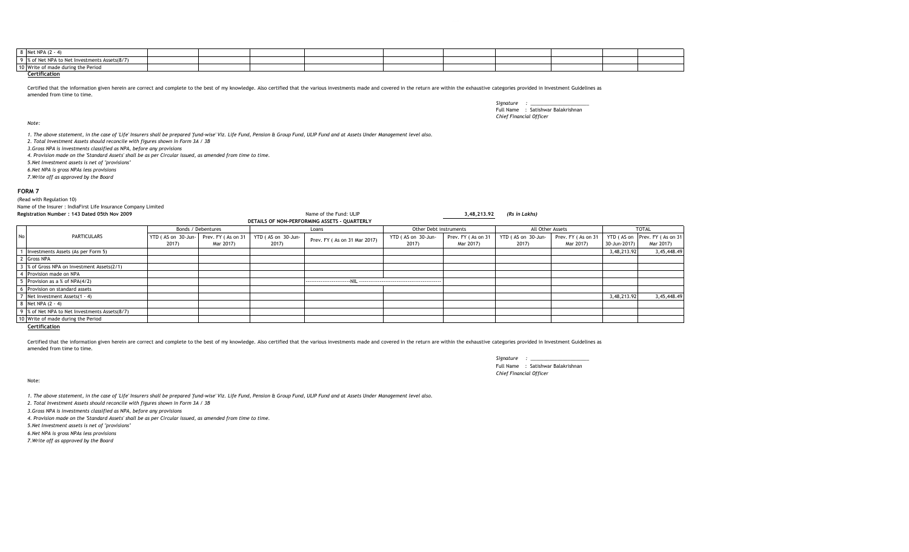| | | | | | | | | | | |
|---|---|---|---|---|---|---|---|---|---|---|
| 8 | Net NPA (2 - 4) | | | | | | | | | |
| 9 | % of Net NPA to Net Investments Assets(8/7) | | | | | | | | | |
| 10 | Write of made during the Period | | | | | | | | | |

**Certification**

Certified that the information given herein are correct and complete to the best of my knowledge. Also certified that the various investments made and covered in the return are within the exhaustive categories provided in Investment Guidelines as amended from time to time.

*Signature* : ____________________
Full Name : Satishwar Balakrishnan
*Chief Financial Officer*

*Note:*

*1. The above statement, in the case of 'Life' Insurers shall be prepared 'fund-wise' Viz. Life Fund, Pension & Group Fund, ULIP Fund and at Assets Under Management level also.*

*2. Total Investment Assets should reconcile with figures shown in Form 3A / 3B*

*3.Gross NPA is investments classified as NPA, before any provisions*

*4. Provision made on the 'Standard Assets' shall be as per Circular issued, as amended from time to time.*

*5.Net Investment assets is net of "provisions"*

*6.Net NPA is gross NPAs less provisions*

*7.Write off as approved by the Board*

## FORM 7

(Read with Regulation 10)

Name of the Insurer : IndiaFirst Life Insurance Company Limited

**Registration Number : 143 Dated 05th Nov 2009**

Name of the Fund: ULIP **3,48,213.92** *(Rs in Lakhs)*

**DETAILS OF NON-PERFORMING ASSETS - QUARTERLY**

| No | PARTICULARS | Bonds / Debentures | | Loans | | Other Debt instruments | | All Other Assets | | TOTAL | |
|---|---|---|---|---|---|---|---|---|---|---|---|
| | | YTD ( AS on 30-Jun-2017) | Prev. FY ( As on 31 Mar 2017) | YTD ( AS on 30-Jun-2017) | Prev. FY ( As on 31 Mar 2017) | YTD ( AS on 30-Jun-2017) | Prev. FY ( As on 31 Mar 2017) | YTD ( AS on 30-Jun-2017) | Prev. FY ( As on 31 Mar 2017) | YTD ( AS on 30-Jun-2017) | Prev. FY ( As on 31 Mar 2017) |
| 1 | Investments Assets (As per Form 5) | | | | | | | | | 3,48,213.92 | 3,45,448.49 |
| 2 | Gross NPA | | | | | | | | | | |
| 3 | % of Gross NPA on Investment Assets(2/1) | | | | | | | | | | |
| 4 | Provision made on NPA | | | | | | | | | | |
| 5 | Provision as a % of NPA(4/2) | | | | -----------------------NIL------------------------------------------ | | | | | | |
| 6 | Provision on standard assets | | | | | | | | | | |
| 7 | Net Investment Assets(1 - 4) | | | | | | | | | 3,48,213.92 | 3,45,448.49 |
| 8 | Net NPA (2 - 4) | | | | | | | | | | |
| 9 | % of Net NPA to Net Investments Assets(8/7) | | | | | | | | | | |
| 10 | Write of made during the Period | | | | | | | | | | |

**Certification**

Certified that the information given herein are correct and complete to the best of my knowledge. Also certified that the various investments made and covered in the return are within the exhaustive categories provided in Investment Guidelines as amended from time to time.

*Signature* : ____________________
Full Name : Satishwar Balakrishnan
*Chief Financial Officer*

Note:

*1. The above statement, in the case of 'Life' Insurers shall be prepared 'fund-wise' Viz. Life Fund, Pension & Group Fund, ULIP Fund and at Assets Under Management level also.*

*2. Total Investment Assets should reconcile with figures shown in Form 3A / 3B*

*3.Gross NPA is investments classified as NPA, before any provisions*

*4. Provision made on the 'Standard Assets' shall be as per Circular issued, as amended from time to time.*

*5.Net Investment assets is net of "provisions"*

*6.Net NPA is gross NPAs less provisions*

*7.Write off as approved by the Board*